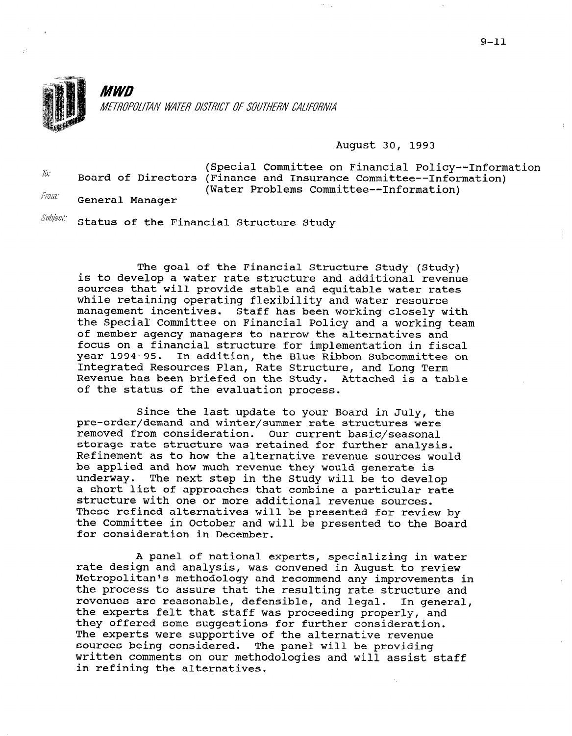**MWD**

*METROPOLITAN WATER DISTRICT OF SOUTHERN CALIFORNIA*

August 30, 1993

To: Board of Directors (Special Committee on Financial Policy--Information) (Finance and Insurance Committee--Information) (Water Problems Committee--Information)

From: General Manager

Subject: Status of the Financial Structure Study

The goal of the Financial Structure Study (Study) is to develop a water rate structure and additional revenue sources that will provide stable and equitable water rates while retaining operating flexibility and water resource management incentives. Staff has been working closely with the Special Committee on Financial Policy and a working team of member agency managers to narrow the alternatives and focus on a financial structure for implementation in fiscal year 1994-95. In addition, the Blue Ribbon Subcommittee on Integrated Resources Plan, Rate Structure, and Long Term Revenue has been briefed on the Study. Attached is a table of the status of the evaluation process.

Since the last update to your Board in July, the pre-order/demand and winter/summer rate structures were removed from consideration. Our current basic/seasonal storage rate structure was retained for further analysis. Refinement as to how the alternative revenue sources would be applied and how much revenue they would generate is underway. The next step in the Study will be to develop a short list of approaches that combine a particular rate structure with one or more additional revenue sources. These refined alternatives will be presented for review by the Committee in October and will be presented to the Board for consideration in December.

A panel of national experts, specializing in water rate design and analysis, was convened in August to review Metropolitan's methodology and recommend any improvements in the process to assure that the resulting rate structure and revenues are reasonable, defensible, and legal. In general, the experts felt that staff was proceeding properly, and they offered some suggestions for further consideration. The experts were supportive of the alternative revenue sources being considered. The panel will be providing written comments on our methodologies and will assist staff in refining the alternatives.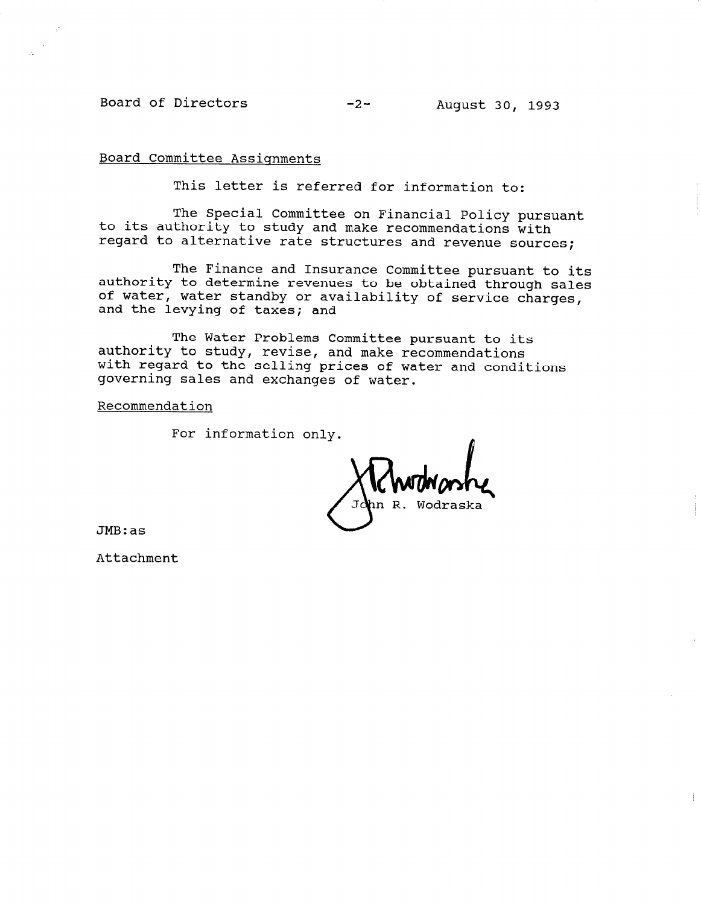Board Committee Assignments

This letter is referred for information to:

The Special Committee on Financial Policy pursuant to its authority to study and make recommendations with regard to alternative rate structures and revenue sources;

The Finance and Insurance Committee pursuant to its authority to determine revenues to be obtained through sales of water, water standby or availability of service charges, and the levying of taxes; and

The Water Problems Committee pursuant to its authority to study, revise, and make recommendations with regard to the selling prices of water and conditions governing sales and exchanges of water.

Recommendation

For information only.

John R. Wodraska

JMB:as

Attachment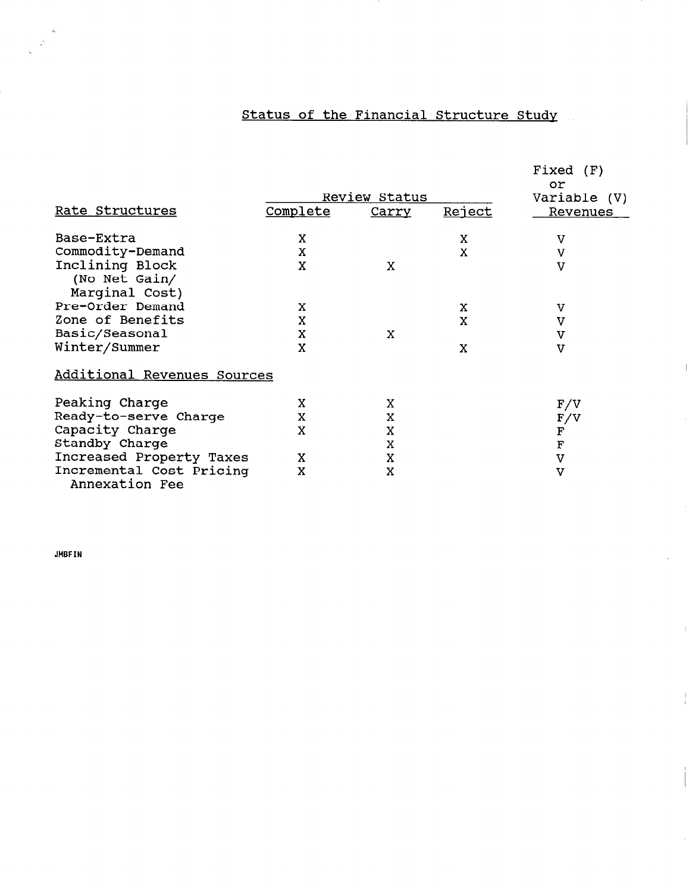## Status of the Financial Structure Study

| Rate Structures | Review Status Complete | Carry | Reject | Fixed (F) or Variable (V) Revenues |
|---|---|---|---|---|
| Base-Extra | X | | X | V |
| Commodity-Demand | X | | X | V |
| Inclining Block (No Net Gain/ Marginal Cost) | X | X | | V |
| Pre-Order Demand | X | | X | V |
| Zone of Benefits | X | | X | V |
| Basic/Seasonal | X | X | | V |
| Winter/Summer | X | | X | V |
| **Additional Revenues Sources** | | | | |
| Peaking Charge | X | X | | F/V |
| Ready-to-serve Charge | X | X | | F/V |
| Capacity Charge | X | X | | F |
| Standby Charge | | X | | F |
| Increased Property Taxes | X | X | | V |
| Incremental Cost Pricing Annexation Fee | X | X | | V |

JMBFIN